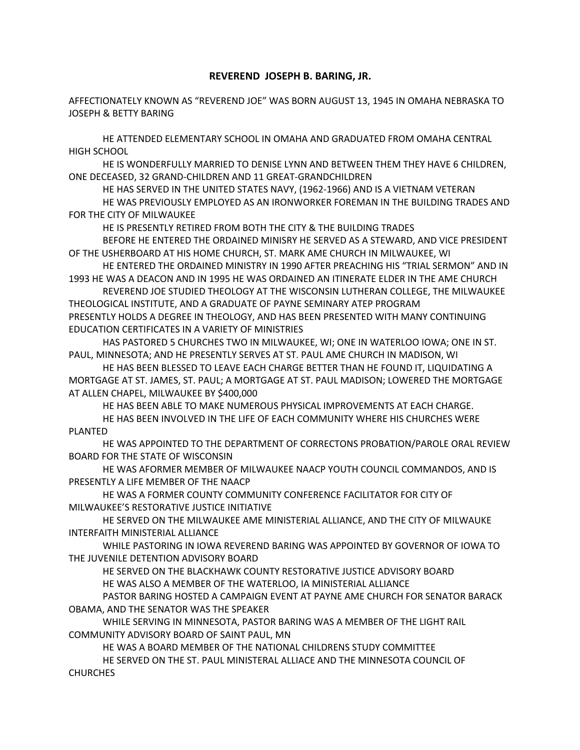# REVEREND JOSEPH B. BARING, JR.

AFFECTIONATELY KNOWN AS "REVEREND JOE" WAS BORN AUGUST 13, 1945 IN OMAHA NEBRASKA TO JOSEPH & BETTY BARING

HE ATTENDED ELEMENTARY SCHOOL IN OMAHA AND GRADUATED FROM OMAHA CENTRAL HIGH SCHOOL

HE IS WONDERFULLY MARRIED TO DENISE LYNN AND BETWEEN THEM THEY HAVE 6 CHILDREN, ONE DECEASED, 32 GRAND-CHILDREN AND 11 GREAT-GRANDCHILDREN

HE HAS SERVED IN THE UNITED STATES NAVY, (1962-1966) AND IS A VIETNAM VETERAN

HE WAS PREVIOUSLY EMPLOYED AS AN IRONWORKER FOREMAN IN THE BUILDING TRADES AND FOR THE CITY OF MILWAUKEE

HE IS PRESENTLY RETIRED FROM BOTH THE CITY & THE BUILDING TRADES

BEFORE HE ENTERED THE ORDAINED MINISRY HE SERVED AS A STEWARD, AND VICE PRESIDENT OF THE USHERBOARD AT HIS HOME CHURCH, ST. MARK AME CHURCH IN MILWAUKEE, WI

HE ENTERED THE ORDAINED MINISTRY IN 1990 AFTER PREACHING HIS "TRIAL SERMON" AND IN 1993 HE WAS A DEACON AND IN 1995 HE WAS ORDAINED AN ITINERATE ELDER IN THE AME CHURCH

REVEREND JOE STUDIED THEOLOGY AT THE WISCONSIN LUTHERAN COLLEGE, THE MILWAUKEE THEOLOGICAL INSTITUTE, AND A GRADUATE OF PAYNE SEMINARY ATEP PROGRAM PRESENTLY HOLDS A DEGREE IN THEOLOGY, AND HAS BEEN PRESENTED WITH MANY CONTINUING EDUCATION CERTIFICATES IN A VARIETY OF MINISTRIES

HAS PASTORED 5 CHURCHES TWO IN MILWAUKEE, WI; ONE IN WATERLOO IOWA; ONE IN ST. PAUL, MINNESOTA; AND HE PRESENTLY SERVES AT ST. PAUL AME CHURCH IN MADISON, WI

HE HAS BEEN BLESSED TO LEAVE EACH CHARGE BETTER THAN HE FOUND IT, LIQUIDATING A MORTGAGE AT ST. JAMES, ST. PAUL; A MORTGAGE AT ST. PAUL MADISON; LOWERED THE MORTGAGE AT ALLEN CHAPEL, MILWAUKEE BY $400,000

HE HAS BEEN ABLE TO MAKE NUMEROUS PHYSICAL IMPROVEMENTS AT EACH CHARGE.

HE HAS BEEN INVOLVED IN THE LIFE OF EACH COMMUNITY WHERE HIS CHURCHES WERE PLANTED

HE WAS APPOINTED TO THE DEPARTMENT OF CORRECTONS PROBATION/PAROLE ORAL REVIEW BOARD FOR THE STATE OF WISCONSIN

HE WAS AFORMER MEMBER OF MILWAUKEE NAACP YOUTH COUNCIL COMMANDOS, AND IS PRESENTLY A LIFE MEMBER OF THE NAACP

HE WAS A FORMER COUNTY COMMUNITY CONFERENCE FACILITATOR FOR CITY OF MILWAUKEE'S RESTORATIVE JUSTICE INITIATIVE

HE SERVED ON THE MILWAUKEE AME MINISTERIAL ALLIANCE, AND THE CITY OF MILWAUKE INTERFAITH MINISTERIAL ALLIANCE

WHILE PASTORING IN IOWA REVEREND BARING WAS APPOINTED BY GOVERNOR OF IOWA TO THE JUVENILE DETENTION ADVISORY BOARD

HE SERVED ON THE BLACKHAWK COUNTY RESTORATIVE JUSTICE ADVISORY BOARD

HE WAS ALSO A MEMBER OF THE WATERLOO, IA MINISTERIAL ALLIANCE

PASTOR BARING HOSTED A CAMPAIGN EVENT AT PAYNE AME CHURCH FOR SENATOR BARACK OBAMA, AND THE SENATOR WAS THE SPEAKER

WHILE SERVING IN MINNESOTA, PASTOR BARING WAS A MEMBER OF THE LIGHT RAIL COMMUNITY ADVISORY BOARD OF SAINT PAUL, MN

HE WAS A BOARD MEMBER OF THE NATIONAL CHILDRENS STUDY COMMITTEE

HE SERVED ON THE ST. PAUL MINISTERAL ALLIACE AND THE MINNESOTA COUNCIL OF CHURCHES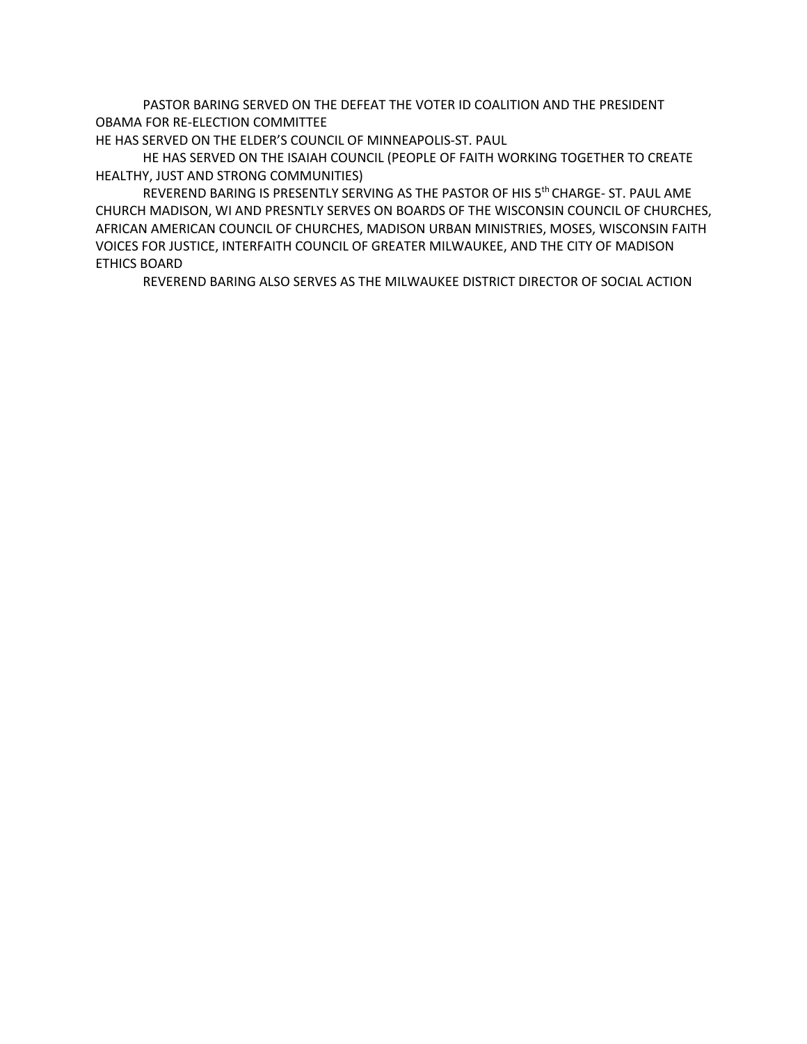PASTOR BARING SERVED ON THE DEFEAT THE VOTER ID COALITION AND THE PRESIDENT OBAMA FOR RE-ELECTION COMMITTEE

HE HAS SERVED ON THE ELDER'S COUNCIL OF MINNEAPOLIS-ST. PAUL

HE HAS SERVED ON THE ISAIAH COUNCIL (PEOPLE OF FAITH WORKING TOGETHER TO CREATE HEALTHY, JUST AND STRONG COMMUNITIES)

REVEREND BARING IS PRESENTLY SERVING AS THE PASTOR OF HIS 5th CHARGE- ST. PAUL AME CHURCH MADISON, WI AND PRESNTLY SERVES ON BOARDS OF THE WISCONSIN COUNCIL OF CHURCHES, AFRICAN AMERICAN COUNCIL OF CHURCHES, MADISON URBAN MINISTRIES, MOSES, WISCONSIN FAITH VOICES FOR JUSTICE, INTERFAITH COUNCIL OF GREATER MILWAUKEE, AND THE CITY OF MADISON ETHICS BOARD

REVEREND BARING ALSO SERVES AS THE MILWAUKEE DISTRICT DIRECTOR OF SOCIAL ACTION